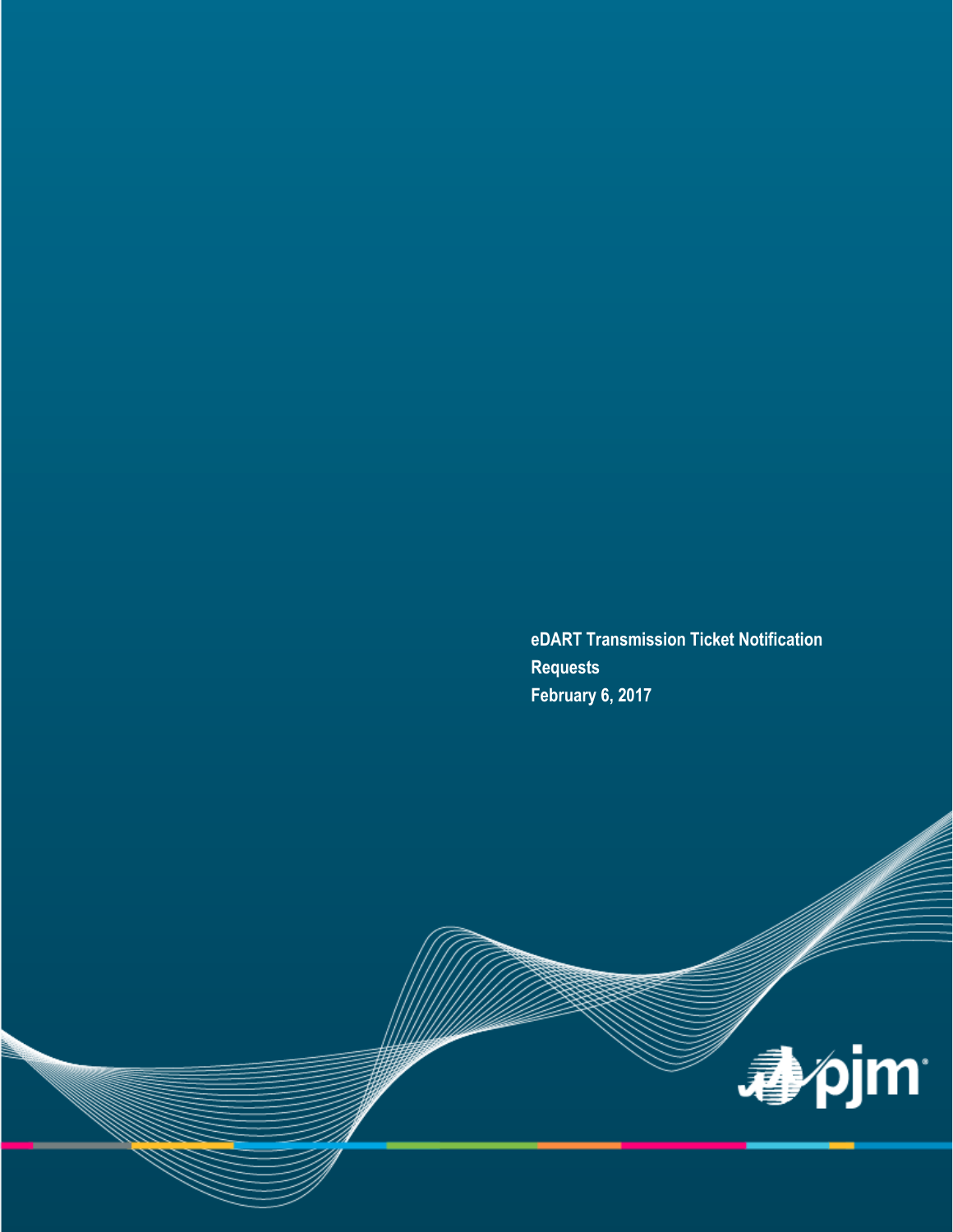# eDART Transmission Ticket Notification Requests

**February 6, 2017**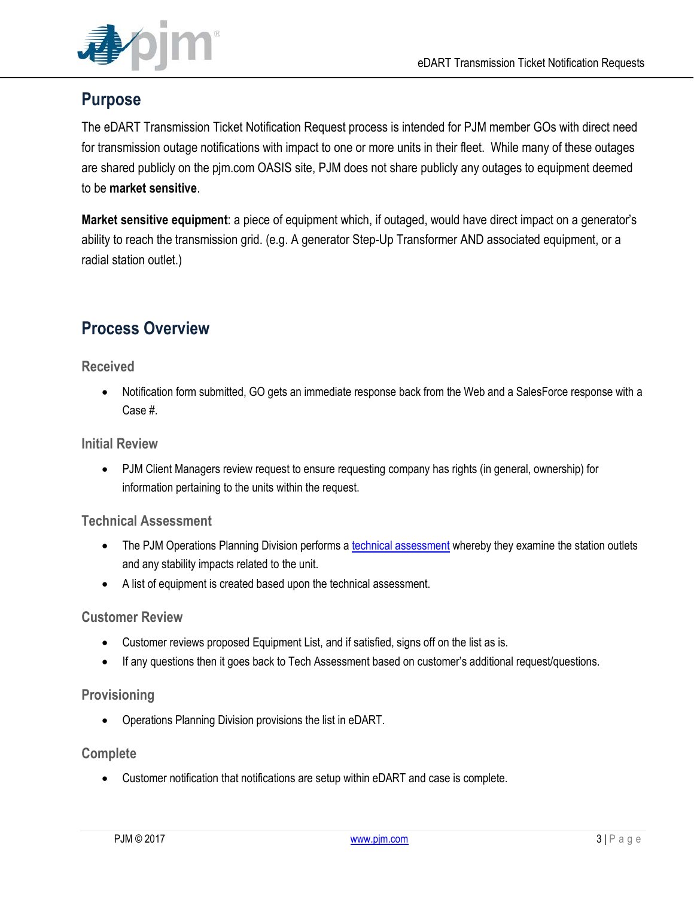## Purpose

The eDART Transmission Ticket Notification Request process is intended for PJM member GOs with direct need for transmission outage notifications with impact to one or more units in their fleet. While many of these outages are shared publicly on the pjm.com OASIS site, PJM does not share publicly any outages to equipment deemed to be **market sensitive**.

**Market sensitive equipment**: a piece of equipment which, if outaged, would have direct impact on a generator's ability to reach the transmission grid. (e.g. A generator Step-Up Transformer AND associated equipment, or a radial station outlet.)

## Process Overview

### Received

- Notification form submitted, GO gets an immediate response back from the Web and a SalesForce response with a Case #.

### Initial Review

- PJM Client Managers review request to ensure requesting company has rights (in general, ownership) for information pertaining to the units within the request.

### Technical Assessment

- The PJM Operations Planning Division performs a technical assessment whereby they examine the station outlets and any stability impacts related to the unit.
- A list of equipment is created based upon the technical assessment.

### Customer Review

- Customer reviews proposed Equipment List, and if satisfied, signs off on the list as is.
- If any questions then it goes back to Tech Assessment based on customer's additional request/questions.

### Provisioning

- Operations Planning Division provisions the list in eDART.

### Complete

- Customer notification that notifications are setup within eDART and case is complete.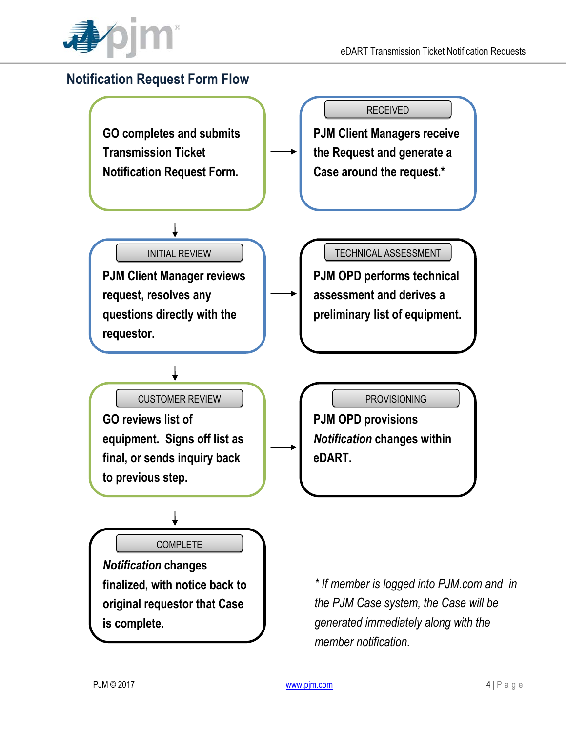## Notification Request Form Flow

GO completes and submits Transmission Ticket Notification Request Form.

→

**RECEIVED**

PJM Client Managers receive the Request and generate a Case around the request.*

↓

**INITIAL REVIEW**

PJM Client Manager reviews request, resolves any questions directly with the requestor.

→

**TECHNICAL ASSESSMENT**

PJM OPD performs technical assessment and derives a preliminary list of equipment.

↓

**CUSTOMER REVIEW**

GO reviews list of equipment. Signs off list as final, or sends inquiry back to previous step.

→

**PROVISIONING**

PJM OPD provisions *Notification* changes within eDART.

↓

**COMPLETE**

*Notification* changes finalized, with notice back to original requestor that Case is complete.

*\* If member is logged into PJM.com and in the PJM Case system, the Case will be generated immediately along with the member notification.*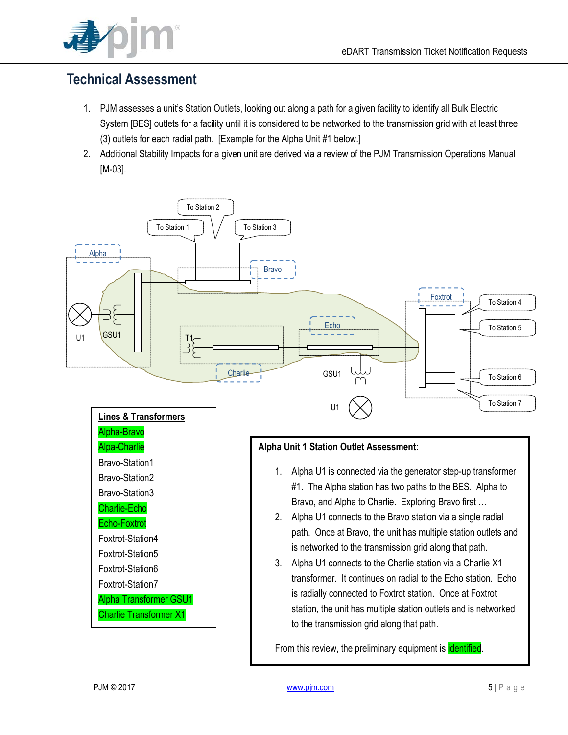## Technical Assessment

1. PJM assesses a unit's Station Outlets, looking out along a path for a given facility to identify all Bulk Electric System [BES] outlets for a facility until it is considered to be networked to the transmission grid with at least three (3) outlets for each radial path. [Example for the Alpha Unit #1 below.]
2. Additional Stability Impacts for a given unit are derived via a review of the PJM Transmission Operations Manual [M-03].

To Station 2
To Station 1
To Station 3
Alpha
Bravo
Foxtrot
To Station 4
To Station 5
Echo
U1
GSU1
T1
Charlie
GSU1
To Station 6
To Station 7
U1

**Lines & Transformers**

- Alpha-Bravo
- Alpa-Charlie
- Bravo-Station1
- Bravo-Station2
- Bravo-Station3
- Charlie-Echo
- Echo-Foxtrot
- Foxtrot-Station4
- Foxtrot-Station5
- Foxtrot-Station6
- Foxtrot-Station7
- Alpha Transformer GSU1
- Charlie Transformer X1

**Alpha Unit 1 Station Outlet Assessment:**

1. Alpha U1 is connected via the generator step-up transformer #1. The Alpha station has two paths to the BES. Alpha to Bravo, and Alpha to Charlie. Exploring Bravo first …
2. Alpha U1 connects to the Bravo station via a single radial path. Once at Bravo, the unit has multiple station outlets and is networked to the transmission grid along that path.
3. Alpha U1 connects to the Charlie station via a Charlie X1 transformer. It continues on radial to the Echo station. Echo is radially connected to Foxtrot station. Once at Foxtrot station, the unit has multiple station outlets and is networked to the transmission grid along that path.

From this review, the preliminary equipment is identified.